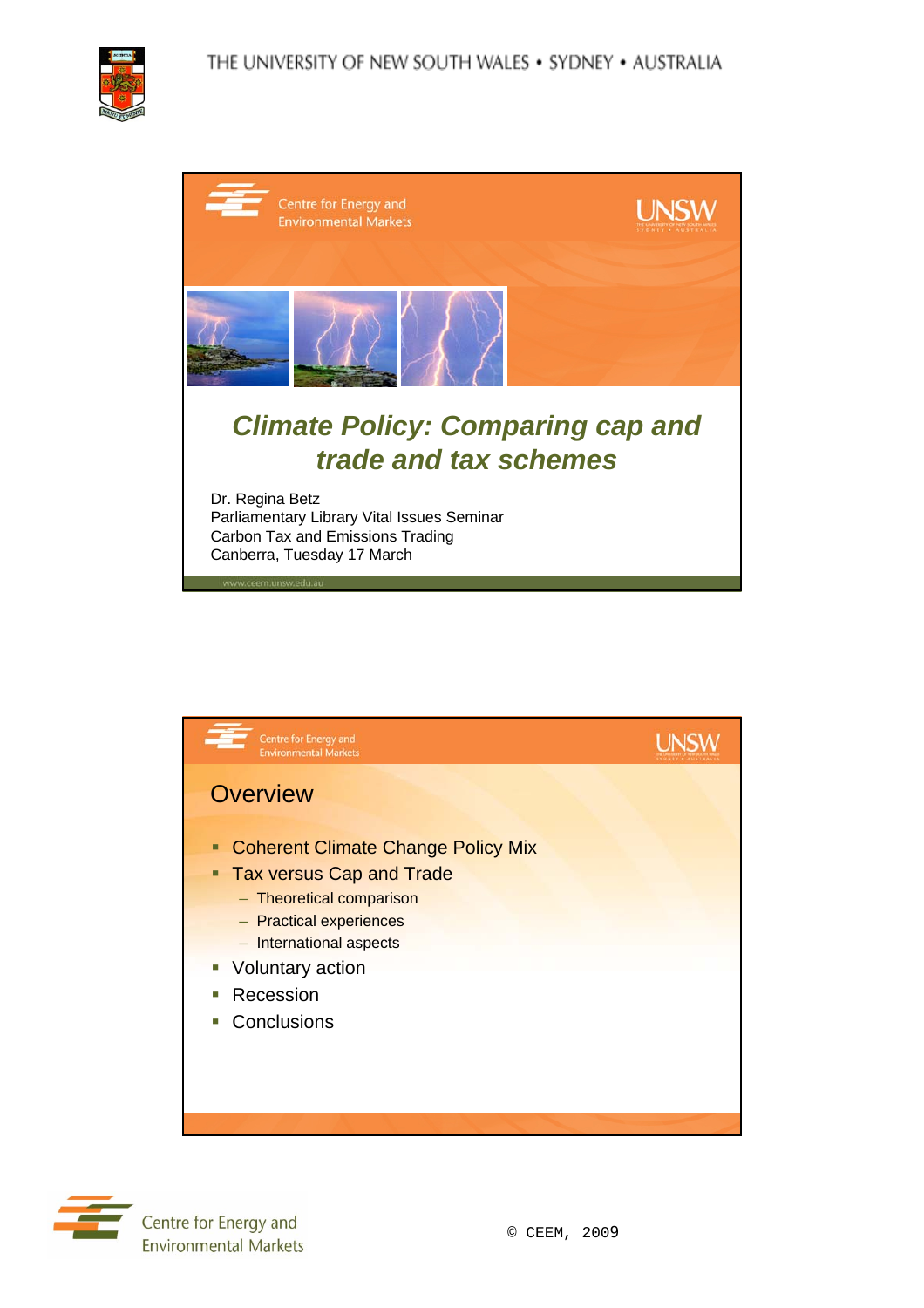THE UNIVERSITY OF NEW SOUTH WALES • SYDNEY • AUSTRALIA

Centre for Energy and Environmental Markets

UNSW

# *Climate Policy: Comparing cap and trade and tax schemes*

Dr. Regina Betz
Parliamentary Library Vital Issues Seminar
Carbon Tax and Emissions Trading
Canberra, Tuesday 17 March

www.ceem.unsw.edu.au

Centre for Energy and Environmental Markets

UNSW

## Overview

- Coherent Climate Change Policy Mix
- Tax versus Cap and Trade
  - Theoretical comparison
  - Practical experiences
  - International aspects
- Voluntary action
- Recession
- Conclusions

Centre for Energy and Environmental Markets

© CEEM, 2009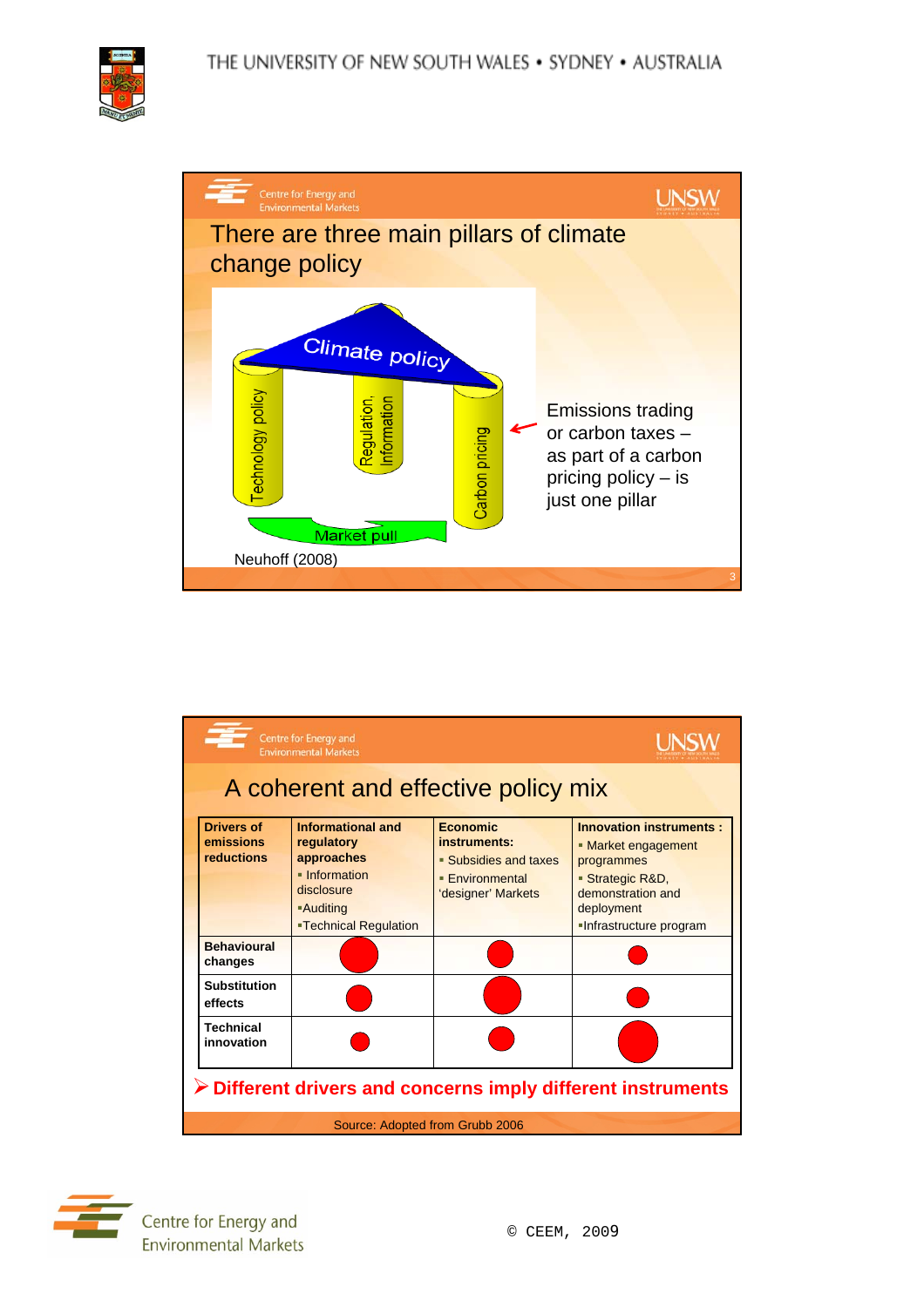## There are three main pillars of climate change policy

Climate policy

Technology policy | Regulation, Information | Carbon pricing

Market pull

Emissions trading or carbon taxes – as part of a carbon pricing policy – is just one pillar

Neuhoff (2008)

## A coherent and effective policy mix

| Drivers of emissions reductions | Informational and regulatory approaches<br>▪ Information disclosure<br>▪Auditing<br>▪Technical Regulation | Economic instruments:<br>▪ Subsidies and taxes<br>▪ Environmental 'designer' Markets | Innovation instruments :<br>▪ Market engagement programmes<br>▪ Strategic R&D, demonstration and deployment<br>▪Infrastructure program |
|---|---|---|---|
| Behavioural changes | ● (large) | ● (medium) | ● (small) |
| Substitution effects | ● (medium) | ● (large) | ● (small) |
| Technical innovation | ● (small) | ● (medium) | ● (large) |

➢ **Different drivers and concerns imply different instruments**

Source: Adopted from Grubb 2006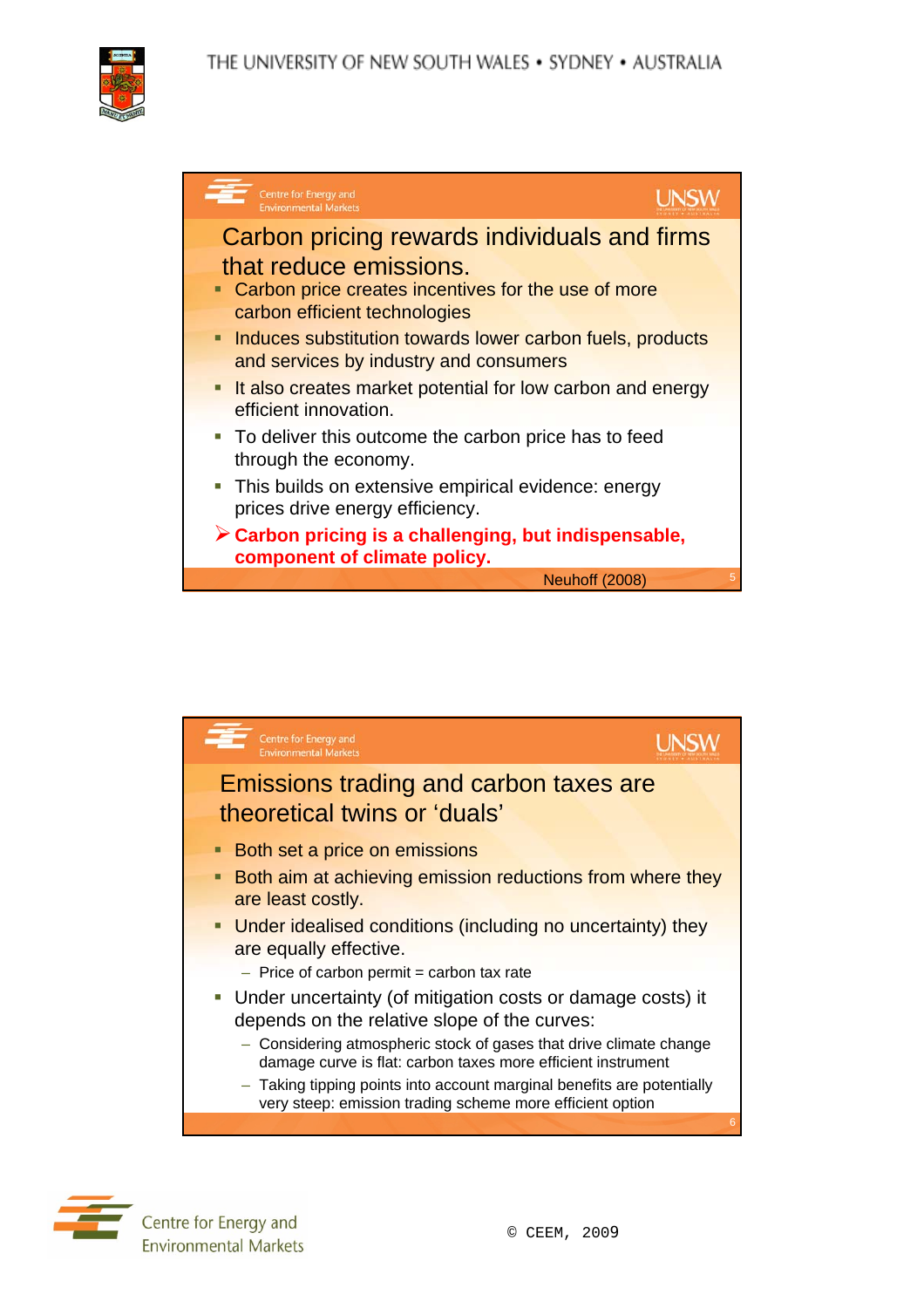## Carbon pricing rewards individuals and firms that reduce emissions.

- Carbon price creates incentives for the use of more carbon efficient technologies
- Induces substitution towards lower carbon fuels, products and services by industry and consumers
- It also creates market potential for low carbon and energy efficient innovation.
- To deliver this outcome the carbon price has to feed through the economy.
- This builds on extensive empirical evidence: energy prices drive energy efficiency.

➢ **Carbon pricing is a challenging, but indispensable, component of climate policy.**

Neuhoff (2008)

## Emissions trading and carbon taxes are theoretical twins or 'duals'

- Both set a price on emissions
- Both aim at achieving emission reductions from where they are least costly.
- Under idealised conditions (including no uncertainty) they are equally effective.
  - Price of carbon permit = carbon tax rate
- Under uncertainty (of mitigation costs or damage costs) it depends on the relative slope of the curves:
  - Considering atmospheric stock of gases that drive climate change damage curve is flat: carbon taxes more efficient instrument
  - Taking tipping points into account marginal benefits are potentially very steep: emission trading scheme more efficient option

© CEEM, 2009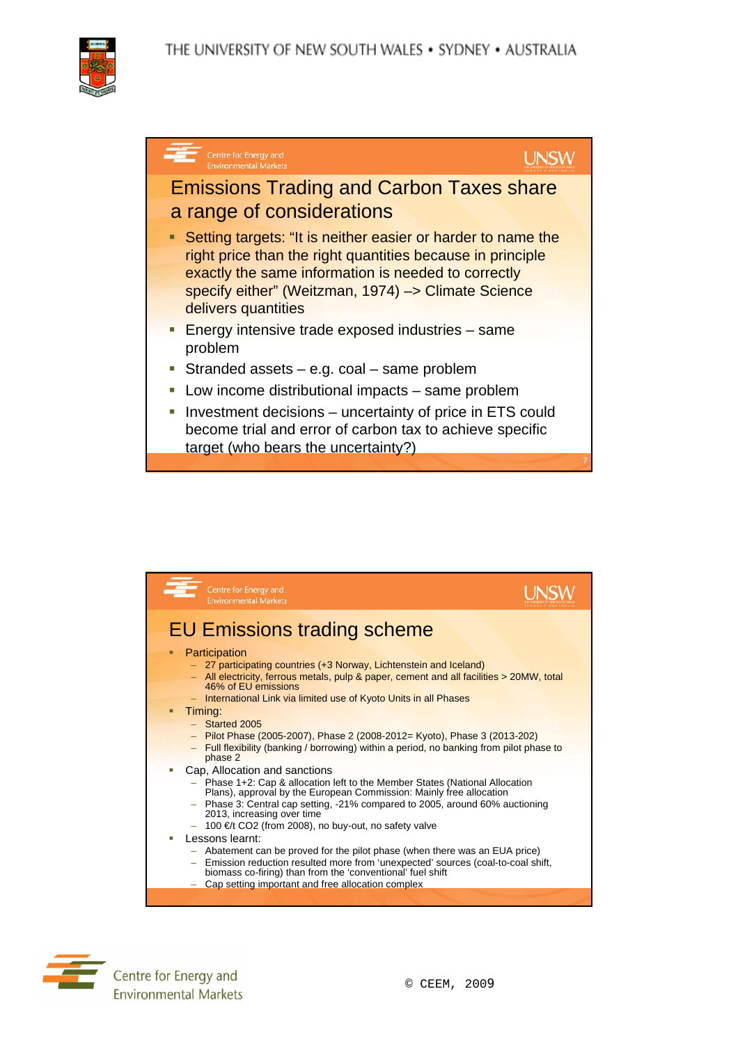## Emissions Trading and Carbon Taxes share a range of considerations

- Setting targets: “It is neither easier or harder to name the right price than the right quantities because in principle exactly the same information is needed to correctly specify either” (Weitzman, 1974) –> Climate Science delivers quantities
- Energy intensive trade exposed industries – same problem
- Stranded assets – e.g. coal – same problem
- Low income distributional impacts – same problem
- Investment decisions – uncertainty of price in ETS could become trial and error of carbon tax to achieve specific target (who bears the uncertainty?)

## EU Emissions trading scheme

- Participation
  - 27 participating countries (+3 Norway, Lichtenstein and Iceland)
  - All electricity, ferrous metals, pulp & paper, cement and all facilities > 20MW, total 46% of EU emissions
  - International Link via limited use of Kyoto Units in all Phases
- Timing:
  - Started 2005
  - Pilot Phase (2005-2007), Phase 2 (2008-2012= Kyoto), Phase 3 (2013-202)
  - Full flexibility (banking / borrowing) within a period, no banking from pilot phase to phase 2
- Cap, Allocation and sanctions
  - Phase 1+2: Cap & allocation left to the Member States (National Allocation Plans), approval by the European Commission: Mainly free allocation
  - Phase 3: Central cap setting, -21% compared to 2005, around 60% auctioning 2013, increasing over time
  - 100 €/t $CO_2$ (from 2008), no buy-out, no safety valve
- Lessons learnt:
  - Abatement can be proved for the pilot phase (when there was an EUA price)
  - Emission reduction resulted more from ‘unexpected’ sources (coal-to-coal shift, biomass co-firing) than from the ‘conventional’ fuel shift
  - Cap setting important and free allocation complex

© CEEM, 2009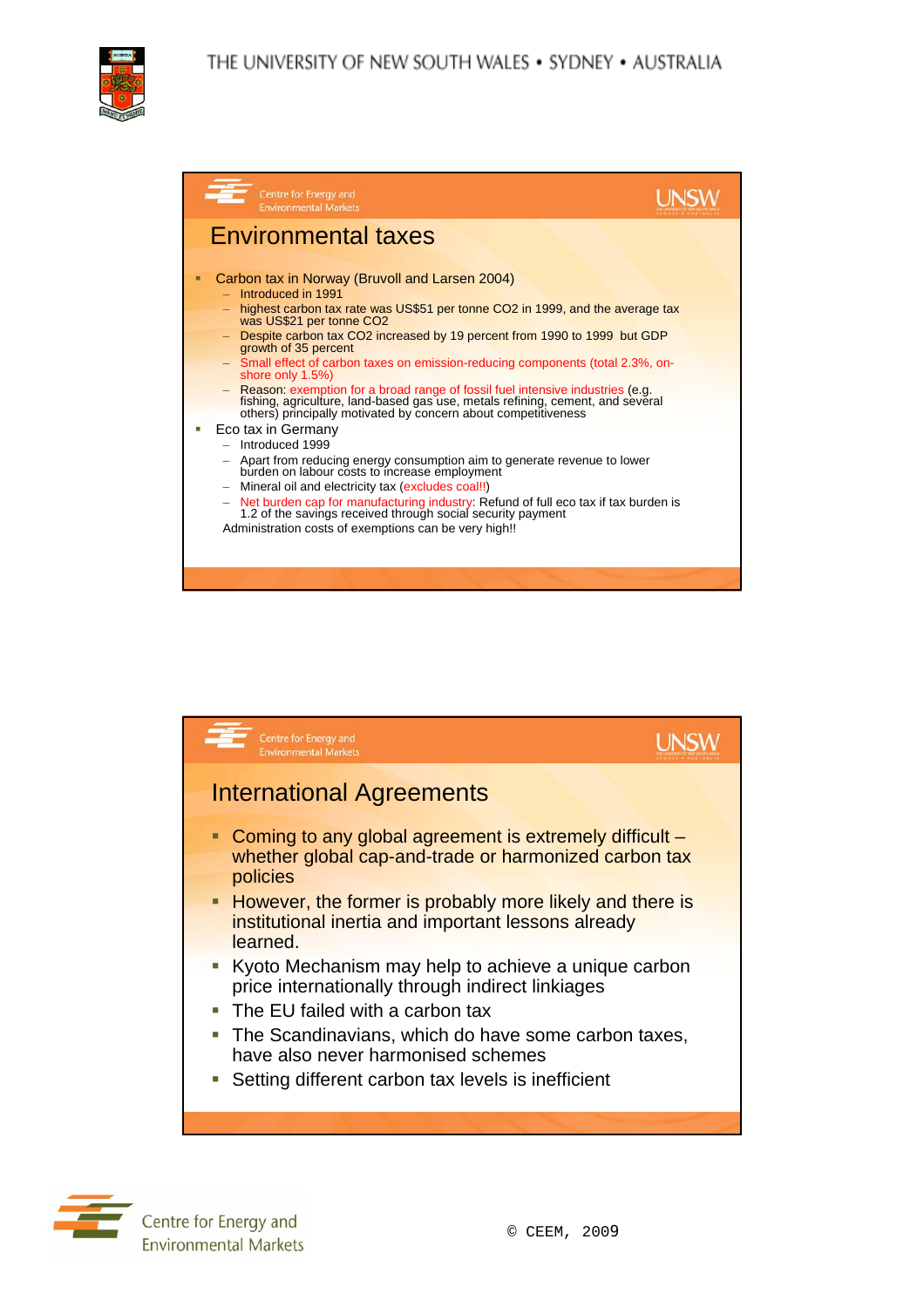## Environmental taxes

- Carbon tax in Norway (Bruvoll and Larsen 2004)
  - Introduced in 1991
  - highest carbon tax rate was US$51 per tonne CO2 in 1999, and the average tax was US$21 per tonne CO2
  - Despite carbon tax CO2 increased by 19 percent from 1990 to 1999 but GDP growth of 35 percent
  - Small effect of carbon taxes on emission-reducing components (total 2.3%, on-shore only 1.5%)
  - Reason: exemption for a broad range of fossil fuel intensive industries (e.g. fishing, agriculture, land-based gas use, metals refining, cement, and several others) principally motivated by concern about competitiveness
- Eco tax in Germany
  - Introduced 1999
  - Apart from reducing energy consumption aim to generate revenue to lower burden on labour costs to increase employment
  - Mineral oil and electricity tax (excludes coal!!)
  - Net burden cap for manufacturing industry: Refund of full eco tax if tax burden is 1.2 of the savings received through social security payment

  Administration costs of exemptions can be very high!!

## International Agreements

- Coming to any global agreement is extremely difficult – whether global cap-and-trade or harmonized carbon tax policies
- However, the former is probably more likely and there is institutional inertia and important lessons already learned.
- Kyoto Mechanism may help to achieve a unique carbon price internationally through indirect linkages
- The EU failed with a carbon tax
- The Scandinavians, which do have some carbon taxes, have also never harmonised schemes
- Setting different carbon tax levels is inefficient

© CEEM, 2009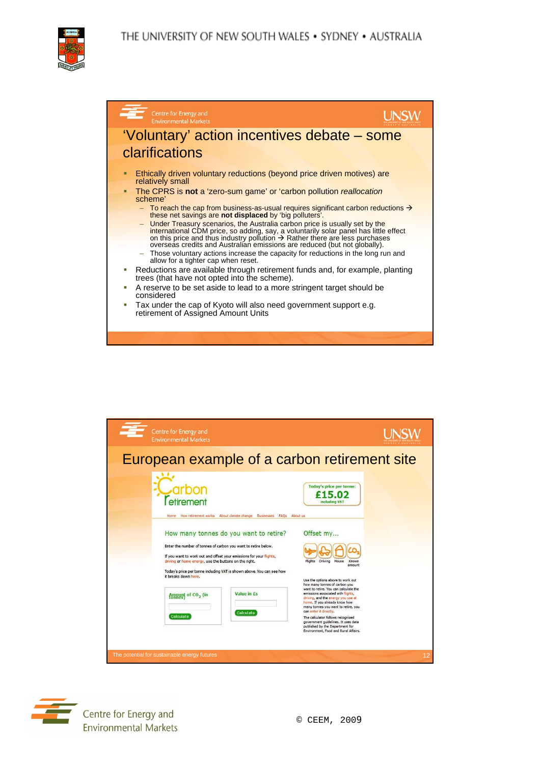## 'Voluntary' action incentives debate – some clarifications

- Ethically driven voluntary reductions (beyond price driven motives) are relatively small
- The CPRS is **not** a 'zero-sum game' or 'carbon pollution *reallocation* scheme'
  - To reach the cap from business-as-usual requires significant carbon reductions → these net savings are **not displaced** by 'big polluters'.
  - Under Treasury scenarios, the Australia carbon price is usually set by the international CDM price, so adding, say, a voluntarily solar panel has little effect on this price and thus industry pollution → Rather there are less purchases overseas credits and Australian emissions are reduced (but not globally).
  - Those voluntary actions increase the capacity for reductions in the long run and allow for a tighter cap when reset.
- Reductions are available through retirement funds and, for example, planting trees (that have not opted into the scheme).
- A reserve to be set aside to lead to a more stringent target should be considered
- Tax under the cap of Kyoto will also need government support e.g. retirement of Assigned Amount Units

## European example of a carbon retirement site

Carbon retirement

Today's price per tonne: £15.02 including VAT

Home | How retirement works | About climate change | Businesses | FAQs | About us

How many tonnes do you want to retire?

Enter the number of tonnes of carbon you want to retire below.

If you want to work out and offset your emissions for your flights, driving or home energy, use the buttons on the right.

Today's price per tonne including VAT is shown above. You can see how it breaks down here.

Amount of $CO_2$ (in tonnes) — Calculate

Value in £s — Calculate

Offset my…

Flights | Driving | House | Known amount

Use the options above to work out how many tonnes of carbon you want to retire. You can calculate the emissions associated with flights, driving, and the energy you use at home. If you already know how many tonnes you want to retire, you can enter it directly.

The calculator follows recognised government guidelines. It uses data published by the Department for Environment, Food and Rural Affairs.

The potential for sustainable energy futures

© CEEM, 2009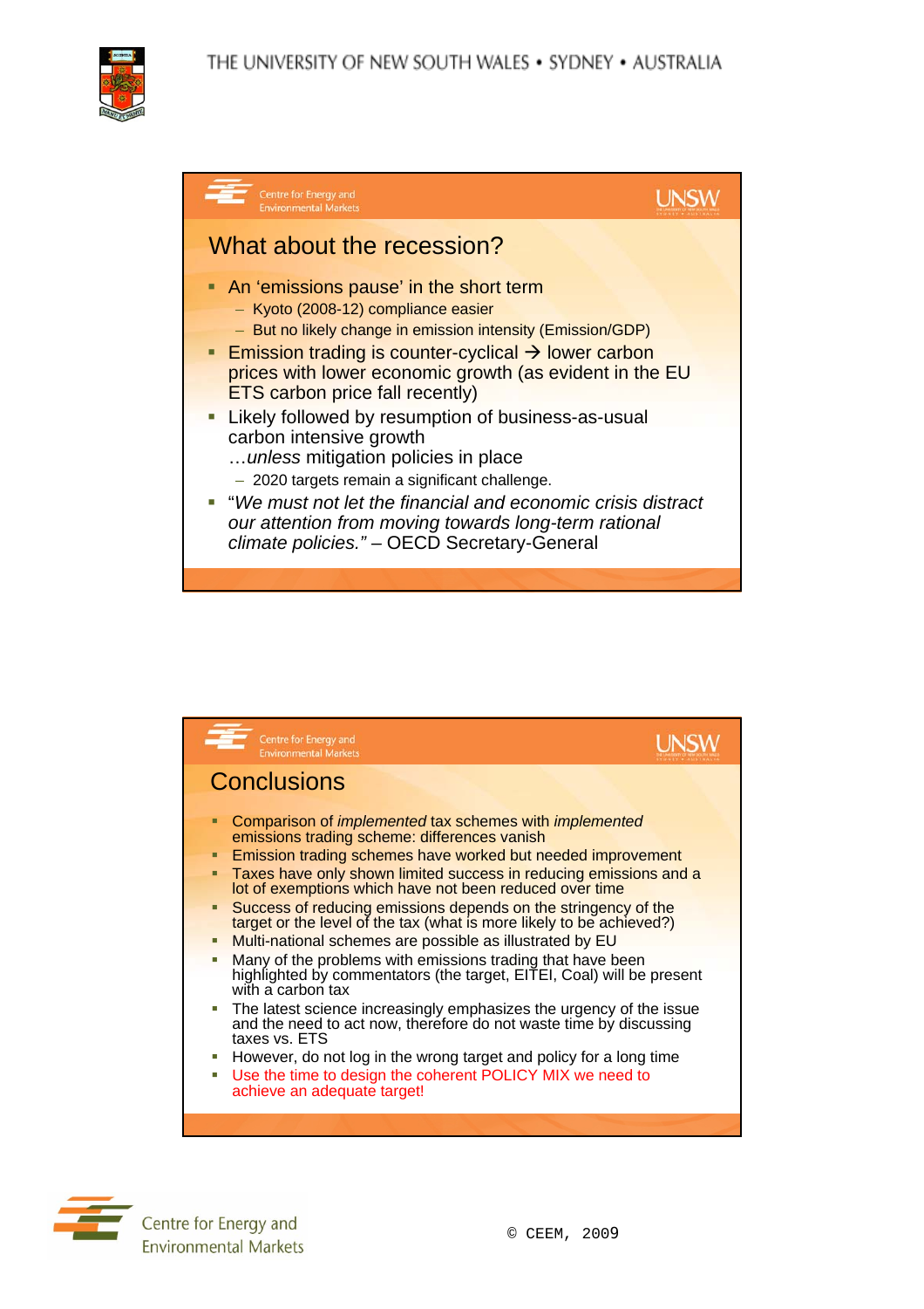## What about the recession?

- An 'emissions pause' in the short term
  - Kyoto (2008-12) compliance easier
  - But no likely change in emission intensity (Emission/GDP)
- Emission trading is counter-cyclical → lower carbon prices with lower economic growth (as evident in the EU ETS carbon price fall recently)
- Likely followed by resumption of business-as-usual carbon intensive growth
  …*unless* mitigation policies in place
  - 2020 targets remain a significant challenge.
- "*We must not let the financial and economic crisis distract our attention from moving towards long-term rational climate policies.*" – OECD Secretary-General

## Conclusions

- Comparison of *implemented* tax schemes with *implemented* emissions trading scheme: differences vanish
- Emission trading schemes have worked but needed improvement
- Taxes have only shown limited success in reducing emissions and a lot of exemptions which have not been reduced over time
- Success of reducing emissions depends on the stringency of the target or the level of the tax (what is more likely to be achieved?)
- Multi-national schemes are possible as illustrated by EU
- Many of the problems with emissions trading that have been highlighted by commentators (the target, EITEI, Coal) will be present with a carbon tax
- The latest science increasingly emphasizes the urgency of the issue and the need to act now, therefore do not waste time by discussing taxes vs. ETS
- However, do not log in the wrong target and policy for a long time
- Use the time to design the coherent POLICY MIX we need to achieve an adequate target!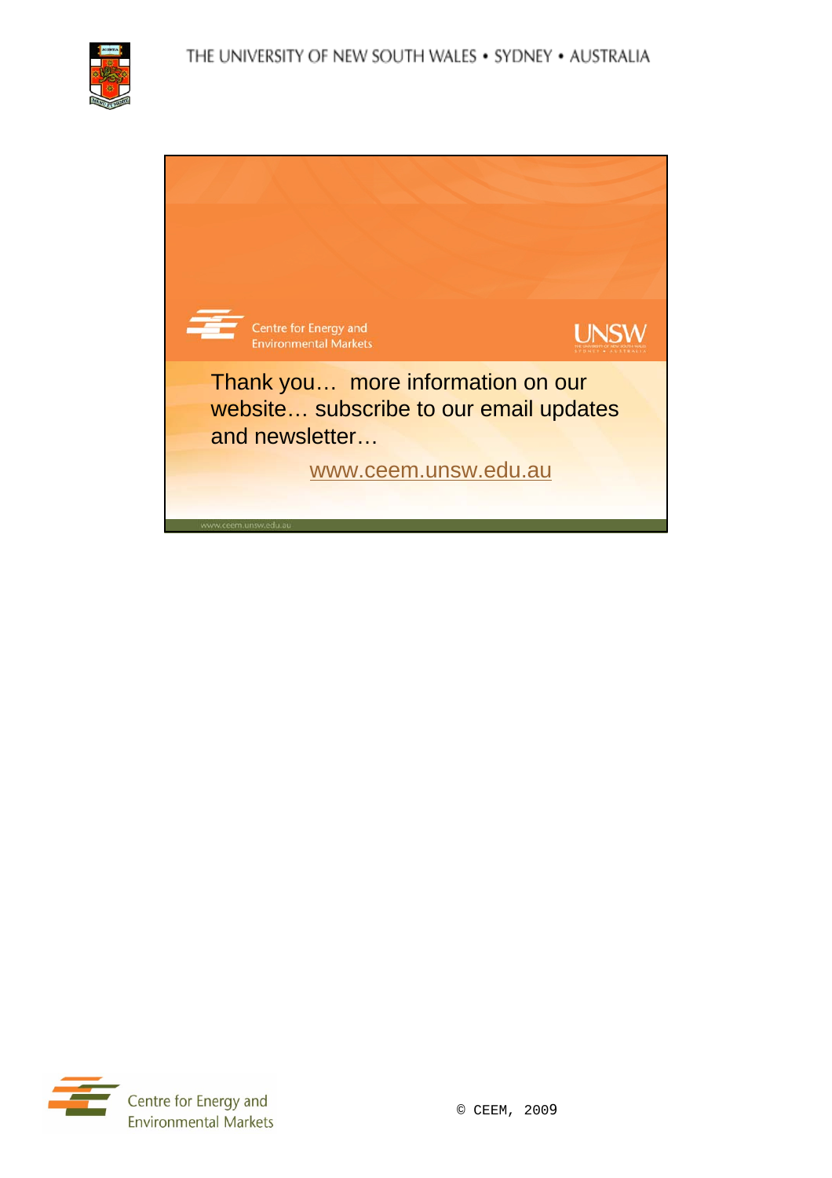Centre for Energy and Environmental Markets

UNSW

Thank you… more information on our website… subscribe to our email updates and newsletter…

www.ceem.unsw.edu.au